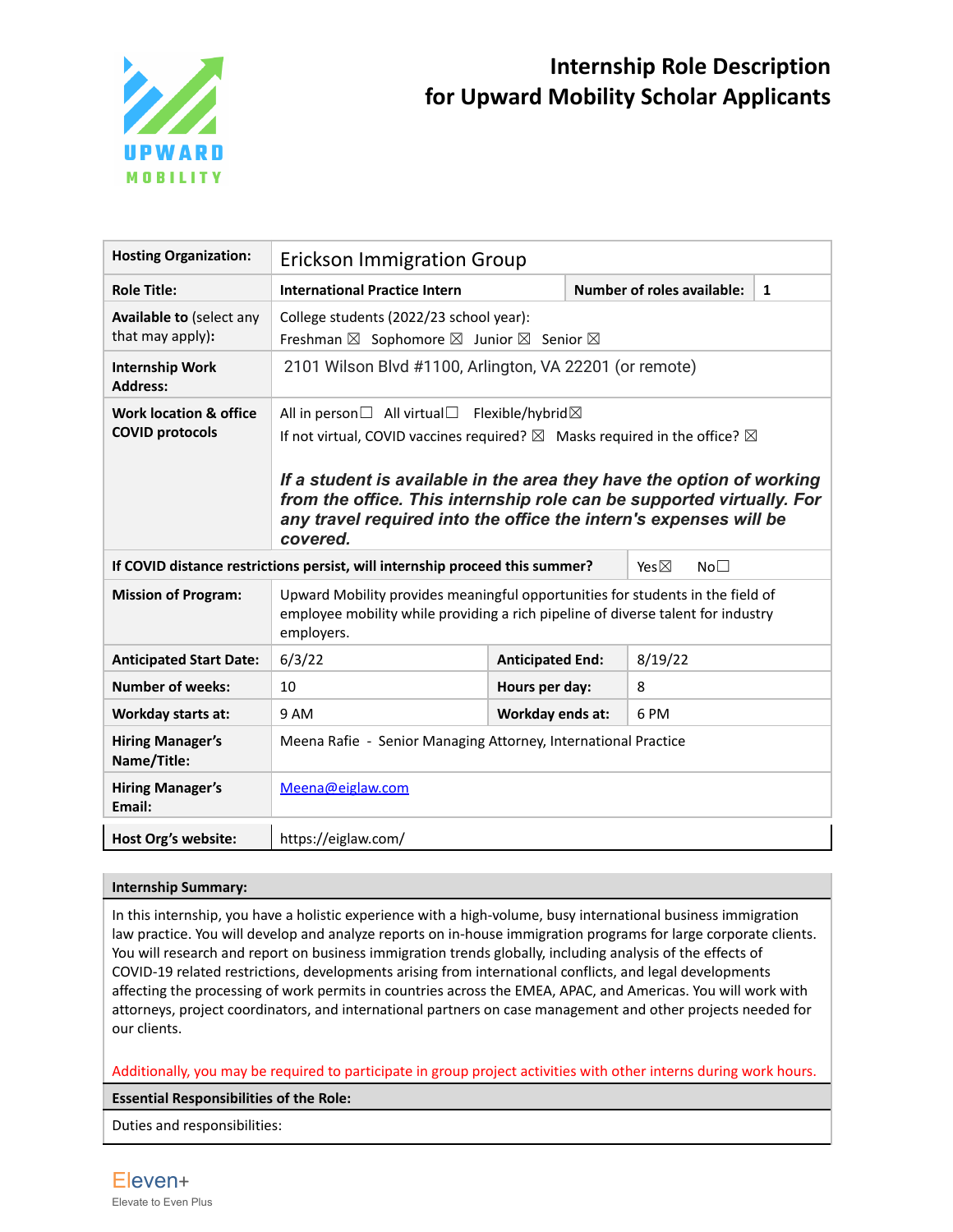# Internship Role Description for Upward Mobility Scholar Applicants

| | | | |
|---|---|---|---|
| **Hosting Organization:** | Erickson Immigration Group | | |
| **Role Title:** | **International Practice Intern** | **Number of roles available:** | **1** |
| **Available to** (select any that may apply): | College students (2022/23 school year): Freshman ☒ Sophomore ☒ Junior ☒ Senior ☒ | | |
| **Internship Work Address:** | 2101 Wilson Blvd #1100, Arlington, VA 22201 (or remote) | | |
| **Work location & office COVID protocols** | All in person☐ All virtual☐ Flexible/hybrid☒<br>If not virtual, COVID vaccines required? ☒ Masks required in the office? ☒<br>***If a student is available in the area they have the option of working from the office. This internship role can be supported virtually. For any travel required into the office the intern's expenses will be covered.*** | | |
| **If COVID distance restrictions persist, will internship proceed this summer?** | | Yes☒ No☐ | |
| **Mission of Program:** | Upward Mobility provides meaningful opportunities for students in the field of employee mobility while providing a rich pipeline of diverse talent for industry employers. | | |
| **Anticipated Start Date:** | 6/3/22 | **Anticipated End:** | 8/19/22 |
| **Number of weeks:** | 10 | **Hours per day:** | 8 |
| **Workday starts at:** | 9 AM | **Workday ends at:** | 6 PM |
| **Hiring Manager's Name/Title:** | Meena Rafie - Senior Managing Attorney, International Practice | | |
| **Hiring Manager's Email:** | Meena@eiglaw.com | | |
| **Host Org's website:** | https://eiglaw.com/ | | |

**Internship Summary:**

In this internship, you have a holistic experience with a high-volume, busy international business immigration law practice. You will develop and analyze reports on in-house immigration programs for large corporate clients. You will research and report on business immigration trends globally, including analysis of the effects of COVID-19 related restrictions, developments arising from international conflicts, and legal developments affecting the processing of work permits in countries across the EMEA, APAC, and Americas. You will work with attorneys, project coordinators, and international partners on case management and other projects needed for our clients.

Additionally, you may be required to participate in group project activities with other interns during work hours.

**Essential Responsibilities of the Role:**

Duties and responsibilities:

Eleven+
Elevate to Even Plus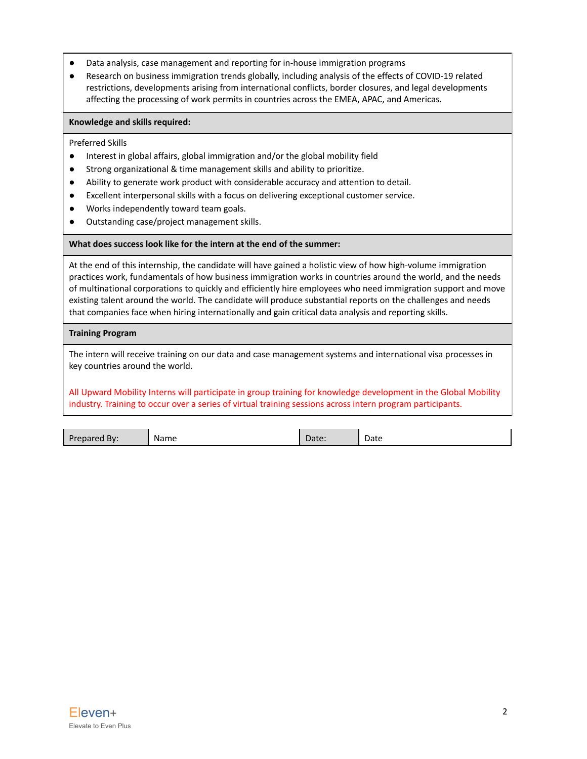- Data analysis, case management and reporting for in-house immigration programs
- Research on business immigration trends globally, including analysis of the effects of COVID-19 related restrictions, developments arising from international conflicts, border closures, and legal developments affecting the processing of work permits in countries across the EMEA, APAC, and Americas.

**Knowledge and skills required:**

Preferred Skills

- Interest in global affairs, global immigration and/or the global mobility field
- Strong organizational & time management skills and ability to prioritize.
- Ability to generate work product with considerable accuracy and attention to detail.
- Excellent interpersonal skills with a focus on delivering exceptional customer service.
- Works independently toward team goals.
- Outstanding case/project management skills.

**What does success look like for the intern at the end of the summer:**

At the end of this internship, the candidate will have gained a holistic view of how high-volume immigration practices work, fundamentals of how business immigration works in countries around the world, and the needs of multinational corporations to quickly and efficiently hire employees who need immigration support and move existing talent around the world. The candidate will produce substantial reports on the challenges and needs that companies face when hiring internationally and gain critical data analysis and reporting skills.

**Training Program**

The intern will receive training on our data and case management systems and international visa processes in key countries around the world.

All Upward Mobility Interns will participate in group training for knowledge development in the Global Mobility industry. Training to occur over a series of virtual training sessions across intern program participants.

| | | | |
|---|---|---|---|
| Prepared By: | Name | Date: | Date |